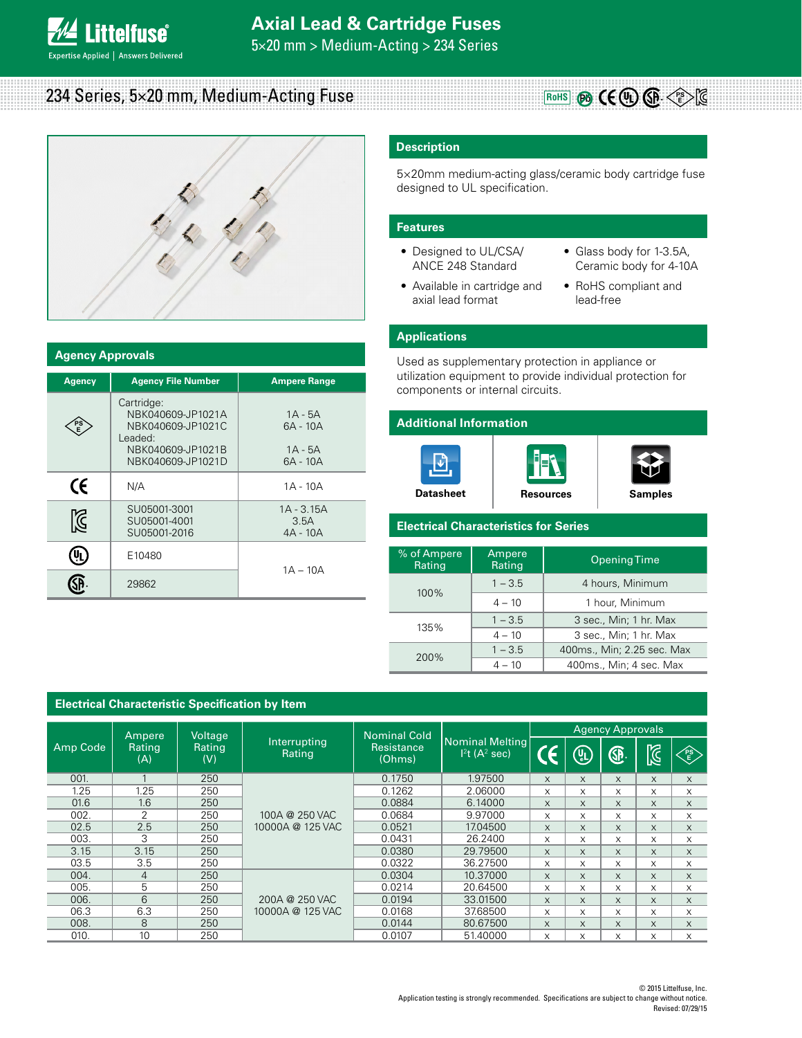# 234 Series, 5×20 mm, Medium-Acting Fuse

## Description

5×20mm medium-acting glass/ceramic body cartridge fuse designed to UL specification.

## Features

- Designed to UL/CSA/ANCE 248 Standard
- Available in cartridge and axial lead format
- Glass body for 1-3.5A, Ceramic body for 4-10A
- RoHS compliant and lead-free

## Applications

Used as supplementary protection in appliance or utilization equipment to provide individual protection for components or internal circuits.

## Additional Information

Datasheet | Resources | Samples

## Agency Approvals

| Agency | Agency File Number | Ampere Range |
|---|---|---|
| PSE | Cartridge: NBK040609-JP1021A | 1A - 5A |
| | NBK040609-JP1021C | 6A - 10A |
| | Leaded: NBK040609-JP1021B | 1A - 5A |
| | NBK040609-JP1021D | 6A - 10A |
| CE | N/A | 1A - 10A |
| KC | SU05001-3001 | 1A - 3.15A |
| | SU05001-4001 | 3.5A |
| | SU05001-2016 | 4A - 10A |
| UL | E10480 | 1A – 10A |
| CSA | 29862 | 1A – 10A |

## Electrical Characteristics for Series

| % of Ampere Rating | Ampere Rating | Opening Time |
|---|---|---|
| 100% | 1 – 3.5 | 4 hours, Minimum |
| | 4 – 10 | 1 hour, Minimum |
| 135% | 1 – 3.5 | 3 sec., Min; 1 hr. Max |
| | 4 – 10 | 3 sec., Min; 1 hr. Max |
| 200% | 1 – 3.5 | 400ms., Min; 2.25 sec. Max |
| | 4 – 10 | 400ms., Min; 4 sec. Max |

## Electrical Characteristic Specification by Item

| Amp Code | Ampere Rating (A) | Voltage Rating (V) | Interrupting Rating | Nominal Cold Resistance (Ohms) | Nominal Melting I²t (A² sec) | Agency Approvals | | | | |
|---|---|---|---|---|---|---|---|---|---|---|
| | | | | | | CE | UL | CSA | KC | PSE |
| 001. | 1 | 250 | 100A @ 250 VAC 10000A @ 125 VAC | 0.1750 | 1.97500 | x | x | x | x | x |
| 1.25 | 1.25 | 250 | | 0.1262 | 2.06000 | x | x | x | x | x |
| 01.6 | 1.6 | 250 | | 0.0884 | 6.14000 | x | x | x | x | x |
| 002. | 2 | 250 | | 0.0684 | 9.97000 | x | x | x | x | x |
| 02.5 | 2.5 | 250 | | 0.0521 | 17.04500 | x | x | x | x | x |
| 003. | 3 | 250 | | 0.0431 | 26.2400 | x | x | x | x | x |
| 3.15 | 3.15 | 250 | | 0.0380 | 29.79500 | x | x | x | x | x |
| 03.5 | 3.5 | 250 | | 0.0322 | 36.27500 | x | x | x | x | x |
| 004. | 4 | 250 | 200A @ 250 VAC 10000A @ 125 VAC | 0.0304 | 10.37000 | x | x | x | x | x |
| 005. | 5 | 250 | | 0.0214 | 20.64500 | x | x | x | x | x |
| 006. | 6 | 250 | | 0.0194 | 33.01500 | x | x | x | x | x |
| 06.3 | 6.3 | 250 | | 0.0168 | 37.68500 | x | x | x | x | x |
| 008. | 8 | 250 | | 0.0144 | 80.67500 | x | x | x | x | x |
| 010. | 10 | 250 | | 0.0107 | 51.40000 | x | x | x | x | x |

© 2015 Littelfuse, Inc.
Application testing is strongly recommended. Specifications are subject to change without notice.
Revised: 07/29/15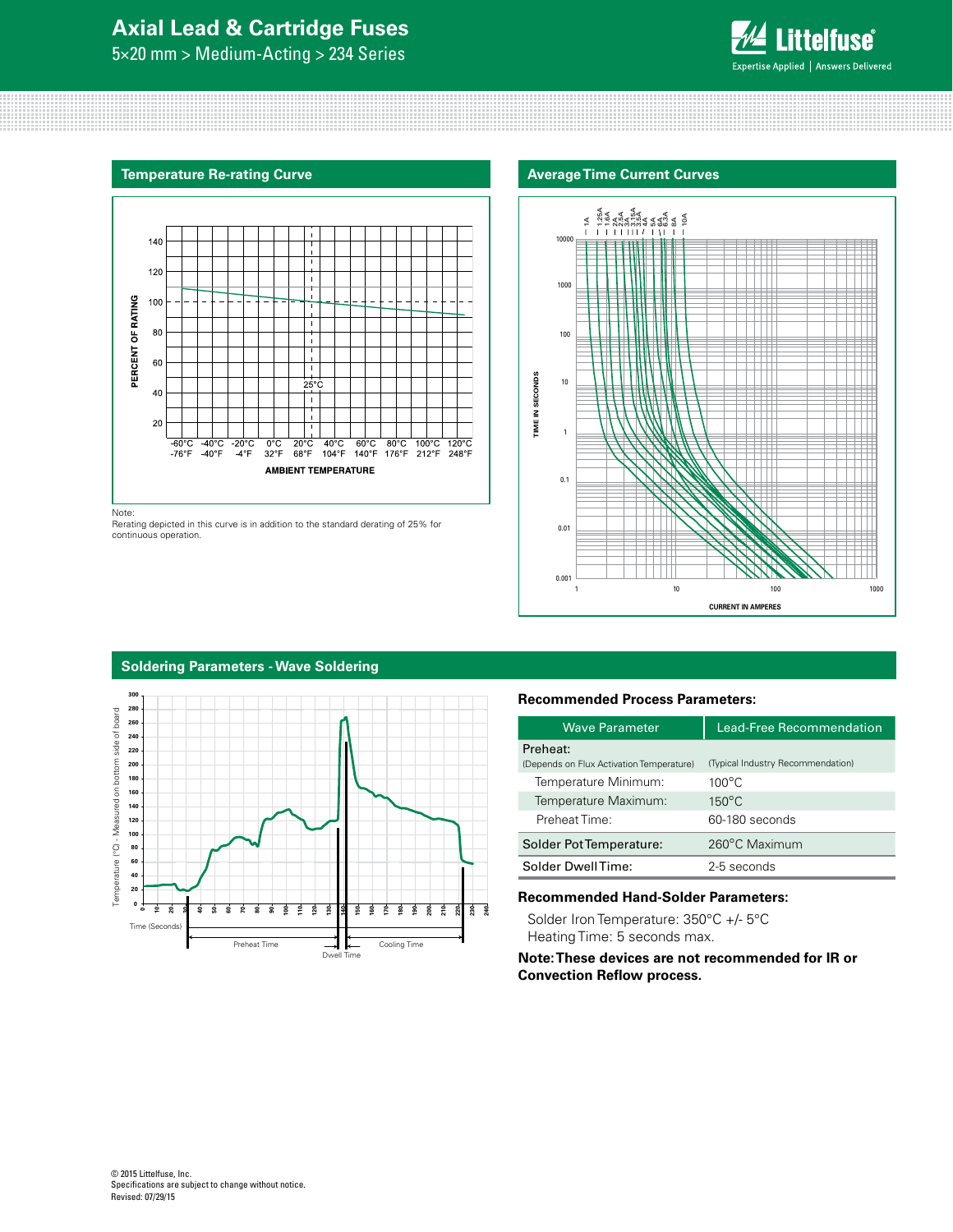## Temperature Re-rating Curve

140
120
100
80
60
40
20
PERCENT OF RATING
25°C
-60°C -76°F
-40°C -40°F
-20°C -4°F
0°C 32°F
20°C 68°F
40°C 104°F
60°C 140°F
80°C 176°F
100°C 212°F
120°C 248°F
AMBIENT TEMPERATURE

Note:
Rerating depicted in this curve is in addition to the standard derating of 25% for continuous operation.

## Average Time Current Curves

1A 1.25A 1.6A 2A 2.5A 3A 3.15A 3.5A 4A 5A 6A 6.3A 8A 10A

TIME IN SECONDS
10000
1000
100
10
1
0.1
0.01
0.001
1 10 100 1000
CURRENT IN AMPERES

## Soldering Parameters - Wave Soldering

Temperature (°C) - Measured on bottom side of board
300 280 260 240 220 200 180 160 140 120 100 80 60 40 20 0
0 10 20 30 40 50 60 70 80 90 100 110 120 130 140 150 160 170 180 190 200 210 220 230 240
Time (Seconds)
Preheat Time
Dwell Time
Cooling Time

### Recommended Process Parameters:

| Wave Parameter | Lead-Free Recommendation |
|---|---|
| Preheat: (Depends on Flux Activation Temperature) | (Typical Industry Recommendation) |
| Temperature Minimum: | 100°C |
| Temperature Maximum: | 150°C |
| Preheat Time: | 60-180 seconds |
| Solder Pot Temperature: | 260°C Maximum |
| Solder Dwell Time: | 2-5 seconds |

### Recommended Hand-Solder Parameters:

Solder Iron Temperature: 350°C +/- 5°C
Heating Time: 5 seconds max.

**Note: These devices are not recommended for IR or Convection Reflow process.**

© 2015 Littelfuse, Inc.
Specifications are subject to change without notice.
Revised: 07/29/15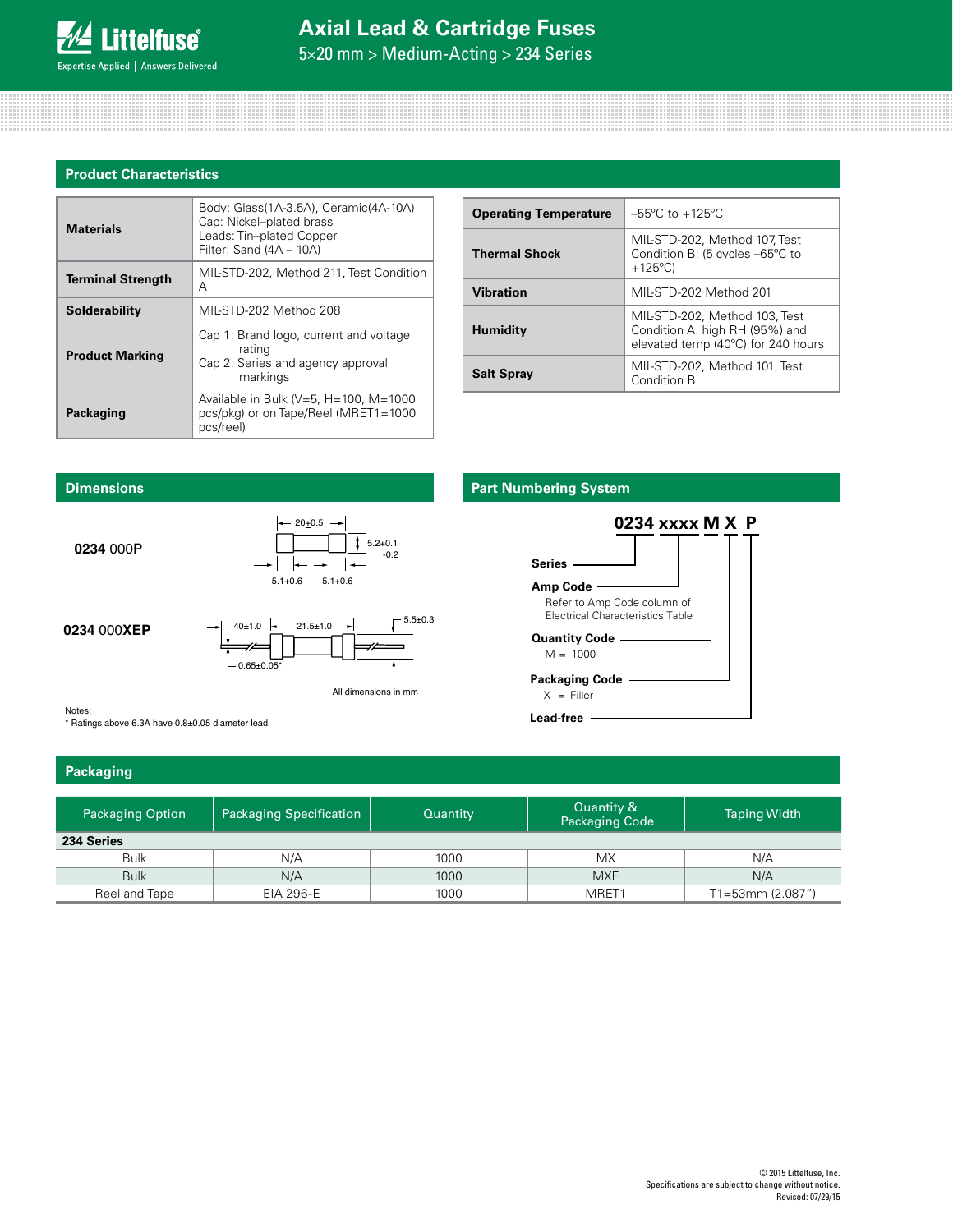## Product Characteristics

| | |
|---|---|
| **Materials** | Body: Glass(1A-3.5A), Ceramic(4A-10A)<br>Cap: Nickel–plated brass<br>Leads: Tin–plated Copper<br>Filter: Sand (4A – 10A) |
| **Terminal Strength** | MIL-STD-202, Method 211, Test Condition A |
| **Solderability** | MIL-STD-202 Method 208 |
| **Product Marking** | Cap 1: Brand logo, current and voltage rating<br>Cap 2: Series and agency approval markings |
| **Packaging** | Available in Bulk (V=5, H=100, M=1000 pcs/pkg) or on Tape/Reel (MRET1=1000 pcs/reel) |

| | |
|---|---|
| **Operating Temperature** | –55ºC to +125ºC |
| **Thermal Shock** | MIL-STD-202, Method 107, Test Condition B: (5 cycles –65ºC to +125ºC) |
| **Vibration** | MIL-STD-202 Method 201 |
| **Humidity** | MIL-STD-202, Method 103, Test Condition A. high RH (95%) and elevated temp (40ºC) for 240 hours |
| **Salt Spray** | MIL-STD-202, Method 101, Test Condition B |

## Dimensions

**0234** 000P

20±0.5
5.2+0.1 -0.2
5.1±0.6
5.1±0.6

**0234** 000**XEP**

40±1.0
21.5±1.0
5.5±0.3
0.65±0.05*

All dimensions in mm

Notes:
* Ratings above 6.3A have 0.8±0.05 diameter lead.

## Part Numbering System

**0234 xxxx M X P**

**Series**

**Amp Code**
Refer to Amp Code column of Electrical Characteristics Table

**Quantity Code**
M = 1000

**Packaging Code**
X = Filler

**Lead-free**

## Packaging

| Packaging Option | Packaging Specification | Quantity | Quantity & Packaging Code | Taping Width |
|---|---|---|---|---|
| **234 Series** | | | | |
| Bulk | N/A | 1000 | MX | N/A |
| Bulk | N/A | 1000 | MXE | N/A |
| Reel and Tape | EIA 296-E | 1000 | MRET1 | T1=53mm (2.087") |

© 2015 Littelfuse, Inc.
Specifications are subject to change without notice.
Revised: 07/29/15